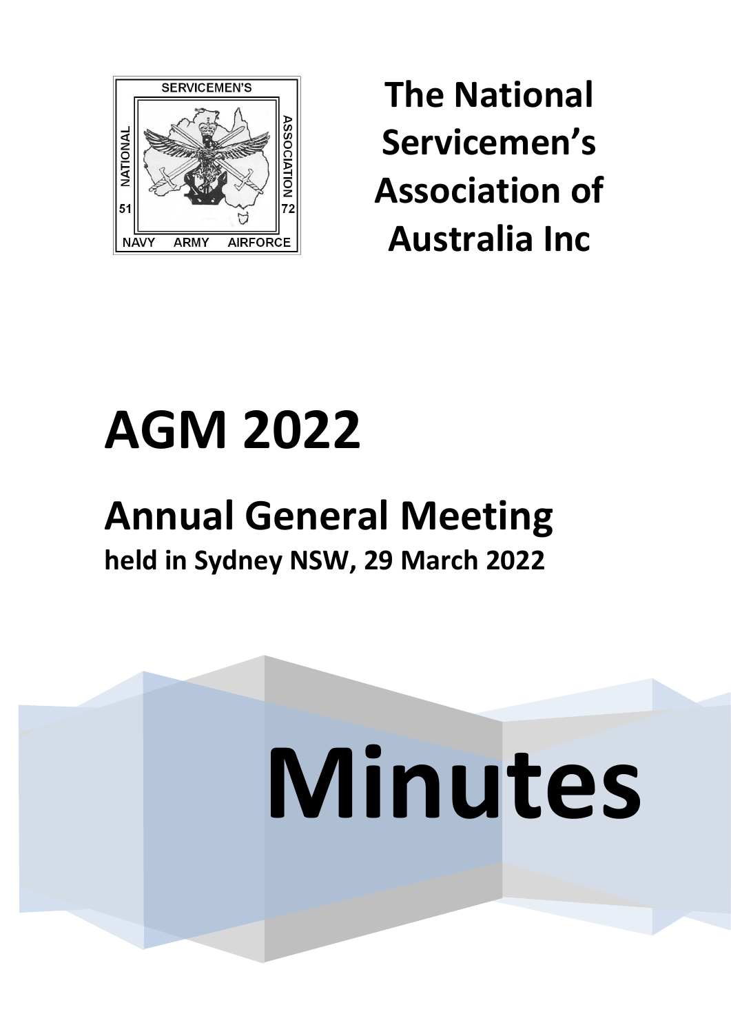# The National Servicemen's Association of Australia Inc

# AGM 2022

## Annual General Meeting

**held in Sydney NSW, 29 March 2022**

# Minutes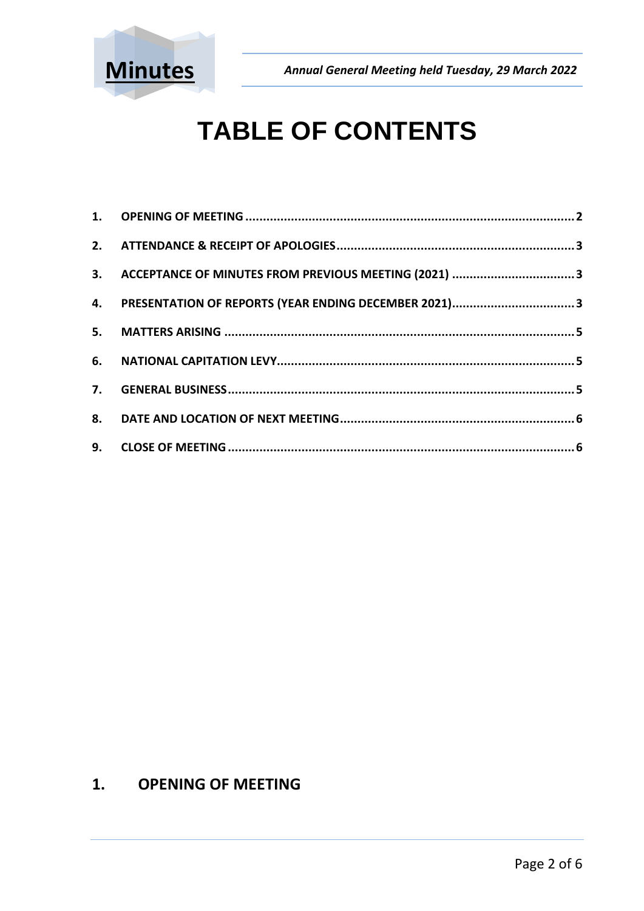# TABLE OF CONTENTS

1. OPENING OF MEETING .......... 2
2. ATTENDANCE & RECEIPT OF APOLOGIES .......... 3
3. ACCEPTANCE OF MINUTES FROM PREVIOUS MEETING (2021) .......... 3
4. PRESENTATION OF REPORTS (YEAR ENDING DECEMBER 2021) .......... 3
5. MATTERS ARISING .......... 5
6. NATIONAL CAPITATION LEVY .......... 5
7. GENERAL BUSINESS .......... 5
8. DATE AND LOCATION OF NEXT MEETING .......... 6
9. CLOSE OF MEETING .......... 6

## 1. OPENING OF MEETING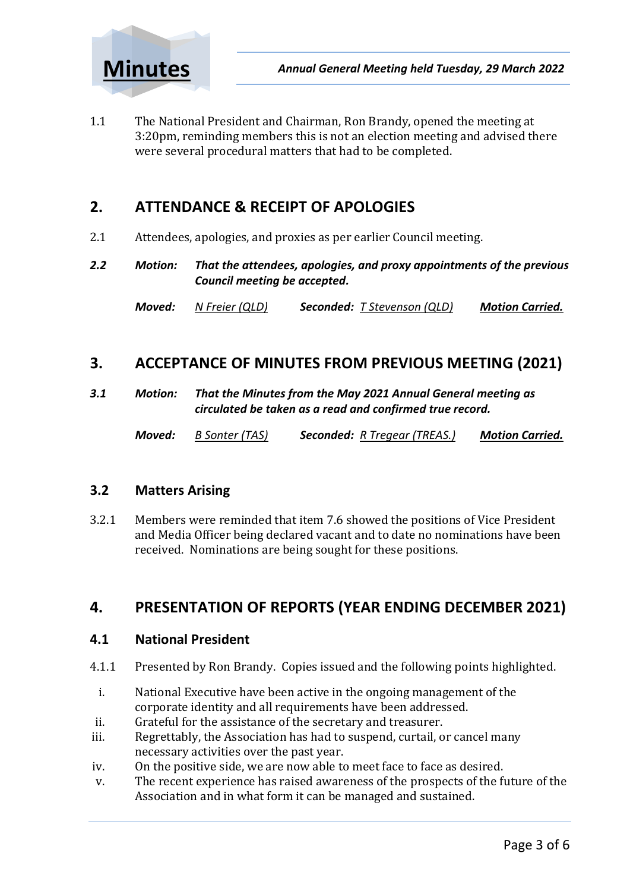1.1 The National President and Chairman, Ron Brandy, opened the meeting at 3:20pm, reminding members this is not an election meeting and advised there were several procedural matters that had to be completed.

## 2. ATTENDANCE & RECEIPT OF APOLOGIES

2.1 Attendees, apologies, and proxies as per earlier Council meeting.

***2.2 Motion:*** ***That the attendees, apologies, and proxy appointments of the previous Council meeting be accepted.***

***Moved:*** N Freier (QLD) ***Seconded:*** T Stevenson (QLD) ***Motion Carried.***

## 3. ACCEPTANCE OF MINUTES FROM PREVIOUS MEETING (2021)

***3.1 Motion:*** ***That the Minutes from the May 2021 Annual General meeting as circulated be taken as a read and confirmed true record.***

***Moved:*** B Sonter (TAS) ***Seconded:*** R Tregear (TREAS.) ***Motion Carried.***

### 3.2 Matters Arising

3.2.1 Members were reminded that item 7.6 showed the positions of Vice President and Media Officer being declared vacant and to date no nominations have been received. Nominations are being sought for these positions.

## 4. PRESENTATION OF REPORTS (YEAR ENDING DECEMBER 2021)

### 4.1 National President

4.1.1 Presented by Ron Brandy. Copies issued and the following points highlighted.

i. National Executive have been active in the ongoing management of the corporate identity and all requirements have been addressed.
ii. Grateful for the assistance of the secretary and treasurer.
iii. Regrettably, the Association has had to suspend, curtail, or cancel many necessary activities over the past year.
iv. On the positive side, we are now able to meet face to face as desired.
v. The recent experience has raised awareness of the prospects of the future of the Association and in what form it can be managed and sustained.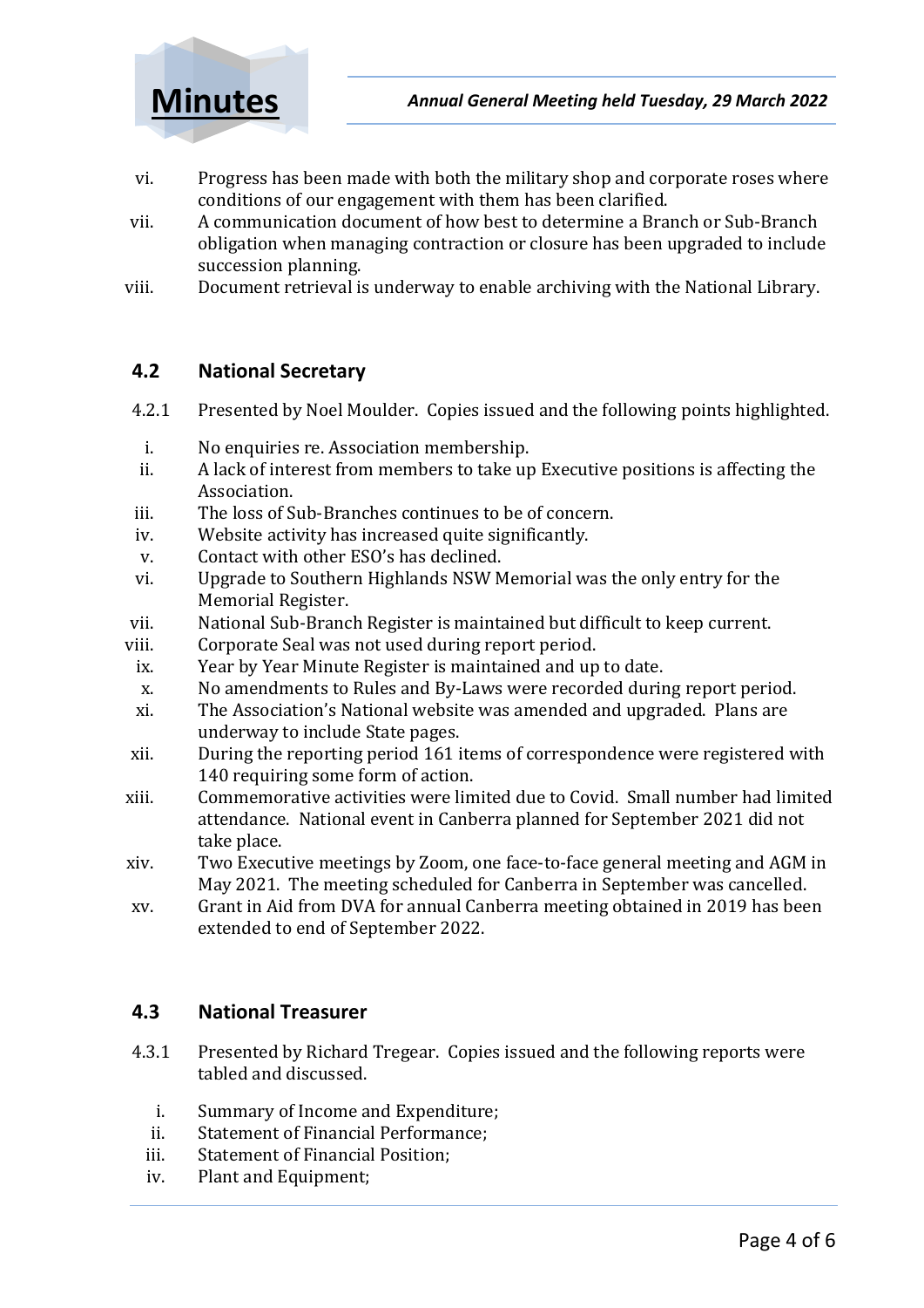vi. Progress has been made with both the military shop and corporate roses where conditions of our engagement with them has been clarified.

vii. A communication document of how best to determine a Branch or Sub-Branch obligation when managing contraction or closure has been upgraded to include succession planning.

viii. Document retrieval is underway to enable archiving with the National Library.

## 4.2 National Secretary

4.2.1 Presented by Noel Moulder. Copies issued and the following points highlighted.

i. No enquiries re. Association membership.

ii. A lack of interest from members to take up Executive positions is affecting the Association.

iii. The loss of Sub-Branches continues to be of concern.

iv. Website activity has increased quite significantly.

v. Contact with other ESO's has declined.

vi. Upgrade to Southern Highlands NSW Memorial was the only entry for the Memorial Register.

vii. National Sub-Branch Register is maintained but difficult to keep current.

viii. Corporate Seal was not used during report period.

ix. Year by Year Minute Register is maintained and up to date.

x. No amendments to Rules and By-Laws were recorded during report period.

xi. The Association's National website was amended and upgraded. Plans are underway to include State pages.

xii. During the reporting period 161 items of correspondence were registered with 140 requiring some form of action.

xiii. Commemorative activities were limited due to Covid. Small number had limited attendance. National event in Canberra planned for September 2021 did not take place.

xiv. Two Executive meetings by Zoom, one face-to-face general meeting and AGM in May 2021. The meeting scheduled for Canberra in September was cancelled.

xv. Grant in Aid from DVA for annual Canberra meeting obtained in 2019 has been extended to end of September 2022.

## 4.3 National Treasurer

4.3.1 Presented by Richard Tregear. Copies issued and the following reports were tabled and discussed.

i. Summary of Income and Expenditure;

ii. Statement of Financial Performance;

iii. Statement of Financial Position;

iv. Plant and Equipment;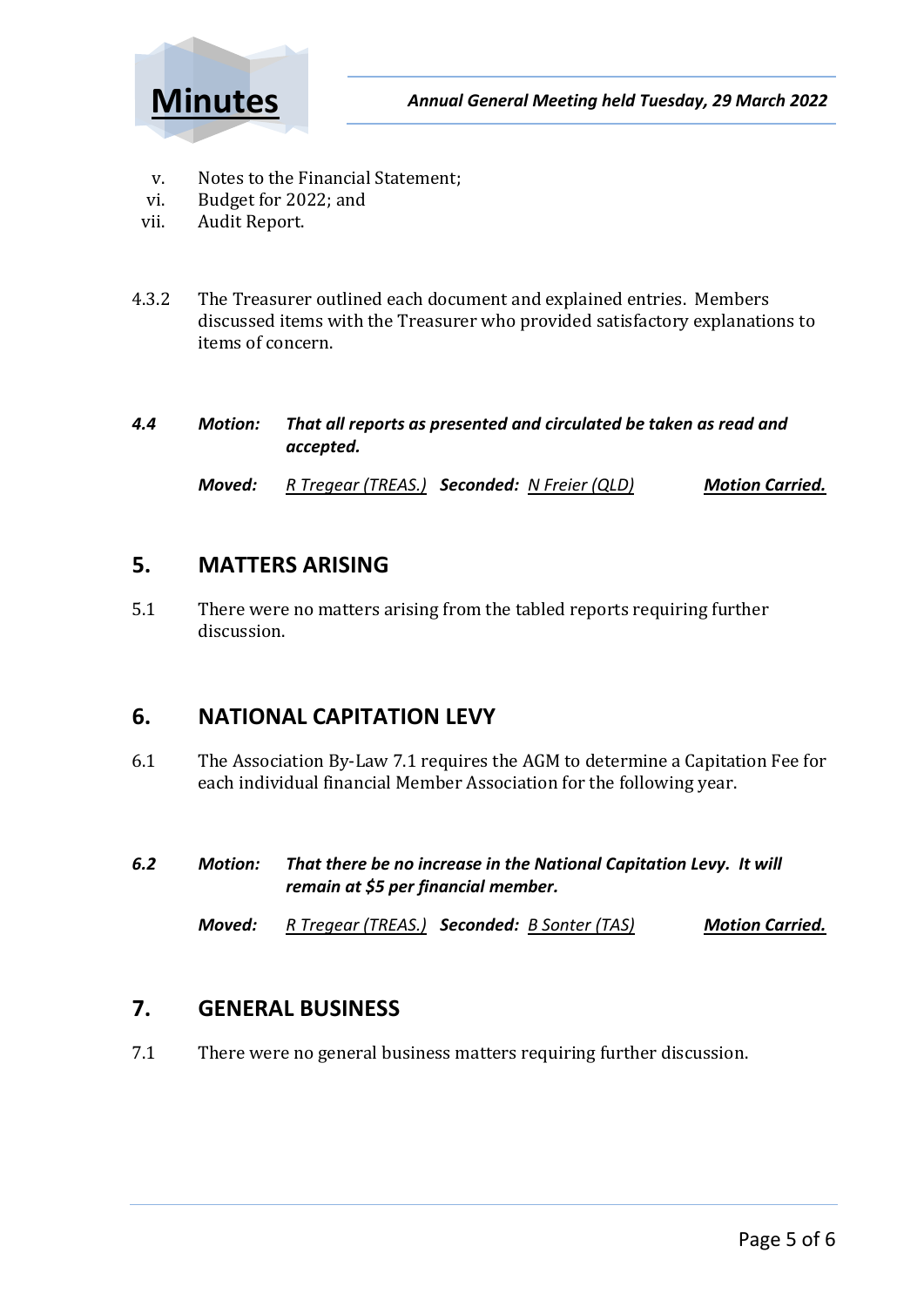v. Notes to the Financial Statement;
vi. Budget for 2022; and
vii. Audit Report.

4.3.2 The Treasurer outlined each document and explained entries. Members discussed items with the Treasurer who provided satisfactory explanations to items of concern.

***4.4 Motion: That all reports as presented and circulated be taken as read and accepted.***

***Moved:*** *R Tregear (TREAS.)* ***Seconded:*** *N Freier (QLD)* ***Motion Carried.***

## 5. MATTERS ARISING

5.1 There were no matters arising from the tabled reports requiring further discussion.

## 6. NATIONAL CAPITATION LEVY

6.1 The Association By-Law 7.1 requires the AGM to determine a Capitation Fee for each individual financial Member Association for the following year.

***6.2 Motion: That there be no increase in the National Capitation Levy. It will remain at $5 per financial member.***

***Moved:*** *R Tregear (TREAS.)* ***Seconded:*** *B Sonter (TAS)* ***Motion Carried.***

## 7. GENERAL BUSINESS

7.1 There were no general business matters requiring further discussion.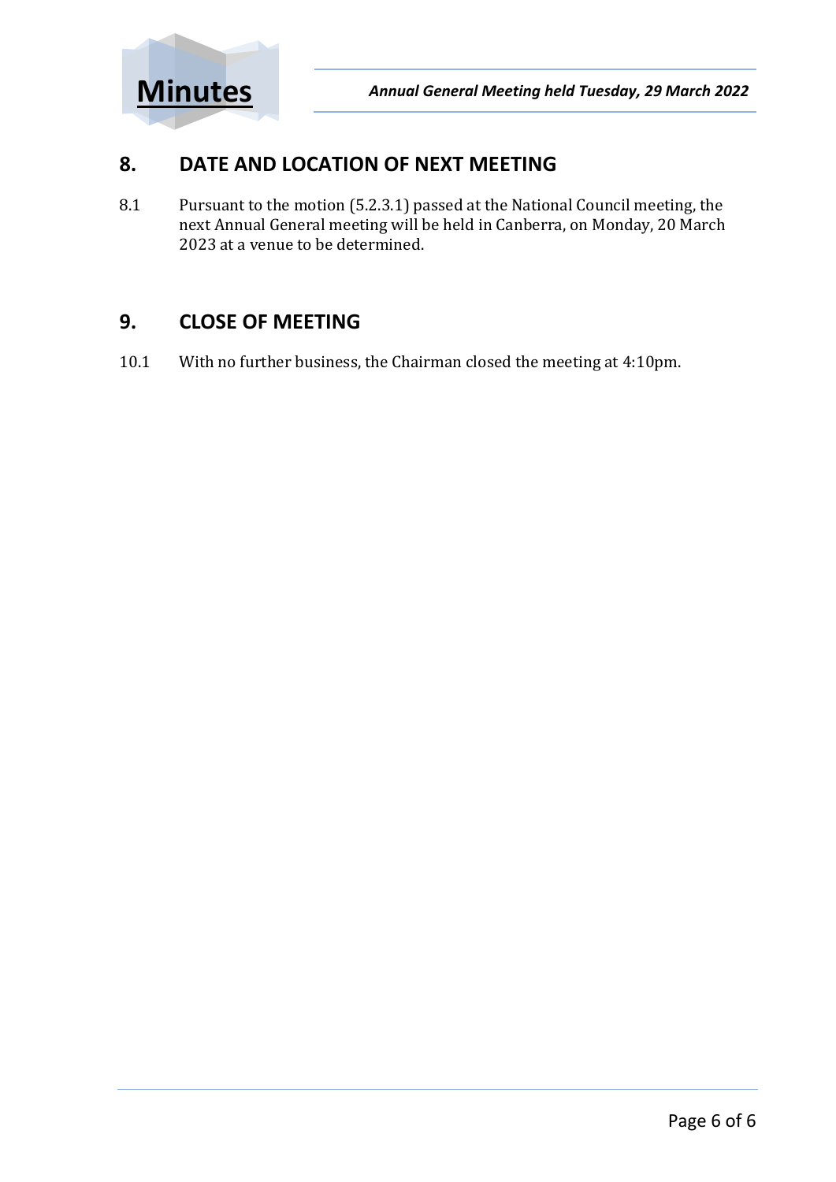## 8. DATE AND LOCATION OF NEXT MEETING

8.1 Pursuant to the motion (5.2.3.1) passed at the National Council meeting, the next Annual General meeting will be held in Canberra, on Monday, 20 March 2023 at a venue to be determined.

## 9. CLOSE OF MEETING

10.1 With no further business, the Chairman closed the meeting at 4:10pm.